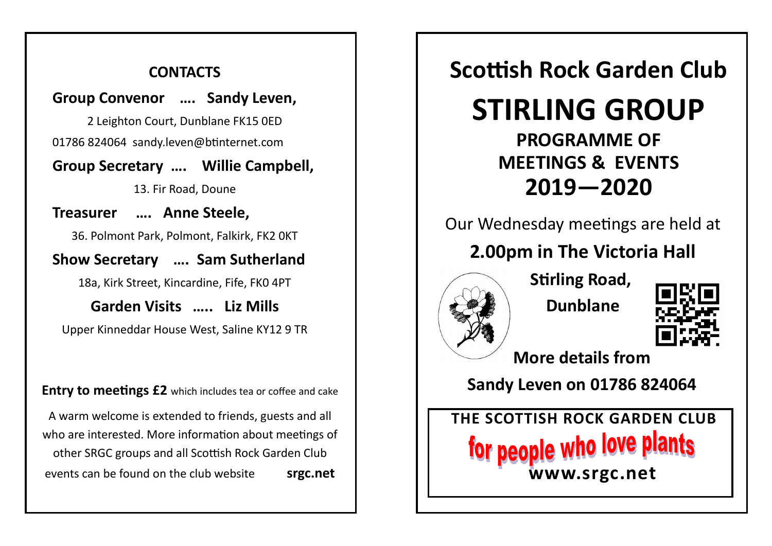## CONTACTS

**Group Convenor …. Sandy Leven,**

2 Leighton Court, Dunblane FK15 0ED

01786 824064 sandy.leven@btinternet.com

**Group Secretary …. Willie Campbell,**

13. Fir Road, Doune

**Treasurer …. Anne Steele,**

36. Polmont Park, Polmont, Falkirk, FK2 0KT

**Show Secretary …. Sam Sutherland**

18a, Kirk Street, Kincardine, Fife, FK0 4PT

**Garden Visits ….. Liz Mills**

Upper Kinneddar House West, Saline KY12 9 TR

**Entry to meetings £2** which includes tea or coffee and cake

A warm welcome is extended to friends, guests and all who are interested. More information about meetings of other SRGC groups and all Scottish Rock Garden Club events can be found on the club website **srgc.net**

# Scottish Rock Garden Club

# STIRLING GROUP

## PROGRAMME OF MEETINGS & EVENTS 2019—2020

Our Wednesday meetings are held at

**2.00pm in The Victoria Hall**

**Stirling Road, Dunblane**

**More details from**

**Sandy Leven on 01786 824064**

**THE SCOTTISH ROCK GARDEN CLUB**

**for people who love plants**

**www.srgc.net**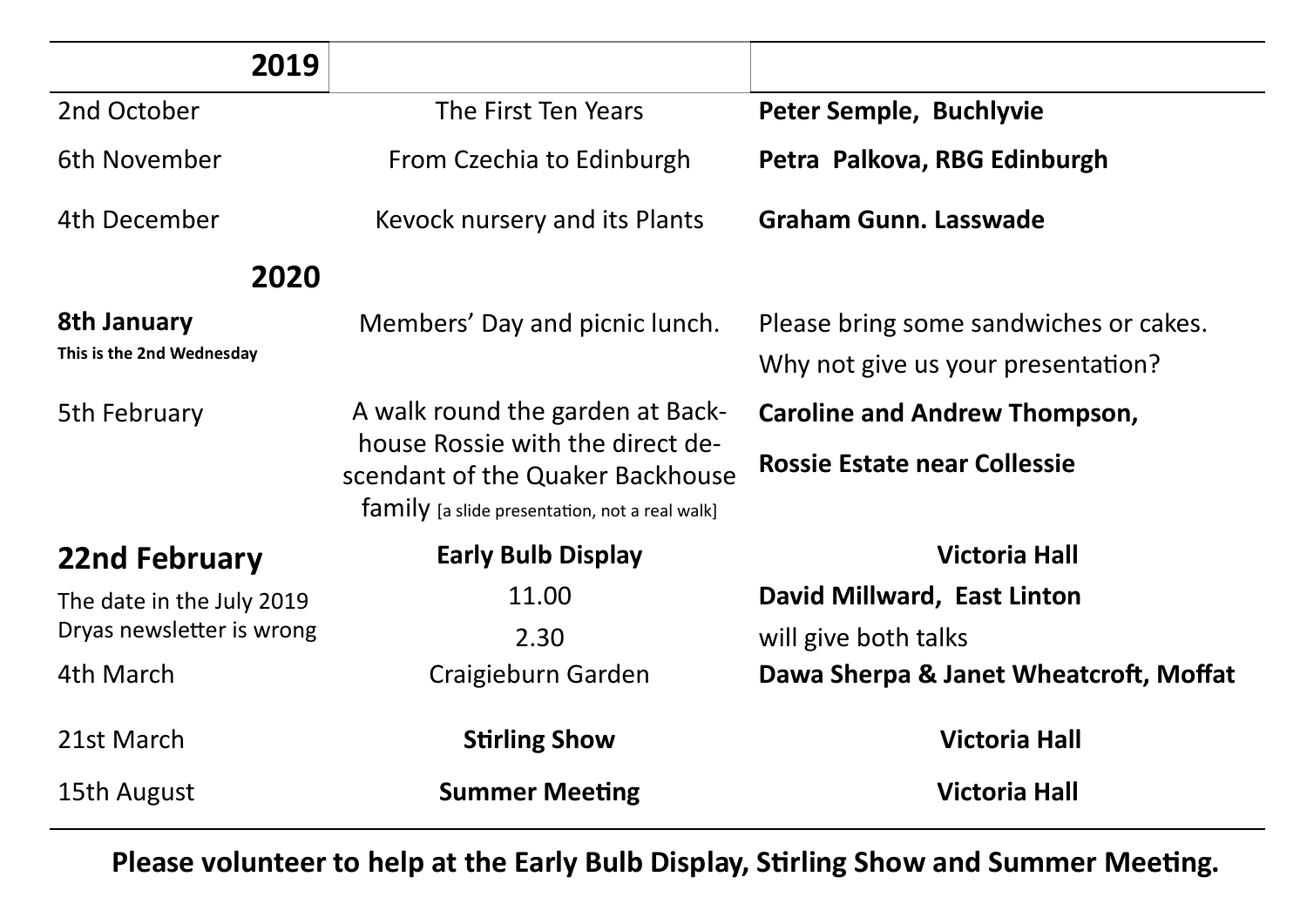| **2019** | | |
|---|---|---|
| 2nd October | The First Ten Years | **Peter Semple,  Buchlyvie** |
| 6th November | From Czechia to Edinburgh | **Petra  Palkova, RBG Edinburgh** |
| 4th December | Kevock nursery and its Plants | **Graham Gunn. Lasswade** |
| **2020** | | |
| **8th January** **This is the 2nd Wednesday** | Members' Day and picnic lunch. | Please bring some sandwiches or cakes. Why not give us your presentation? |
| 5th February | A walk round the garden at Backhouse Rossie with the direct descendant of the Quaker Backhouse family [a slide presentation, not a real walk] | **Caroline and Andrew Thompson,** **Rossie Estate near Collessie** |
| **22nd February** | **Early Bulb Display** | **Victoria Hall** |
| The date in the July 2019 Dryas newsletter is wrong | 11.00 2.30 | **David Millward,  East Linton** will give both talks |
| 4th March | Craigieburn Garden | **Dawa Sherpa & Janet Wheatcroft, Moffat** |
| 21st March | **Stirling Show** | **Victoria Hall** |
| 15th August | **Summer Meeting** | **Victoria Hall** |

**Please volunteer to help at the Early Bulb Display, Stirling Show and Summer Meeting.**